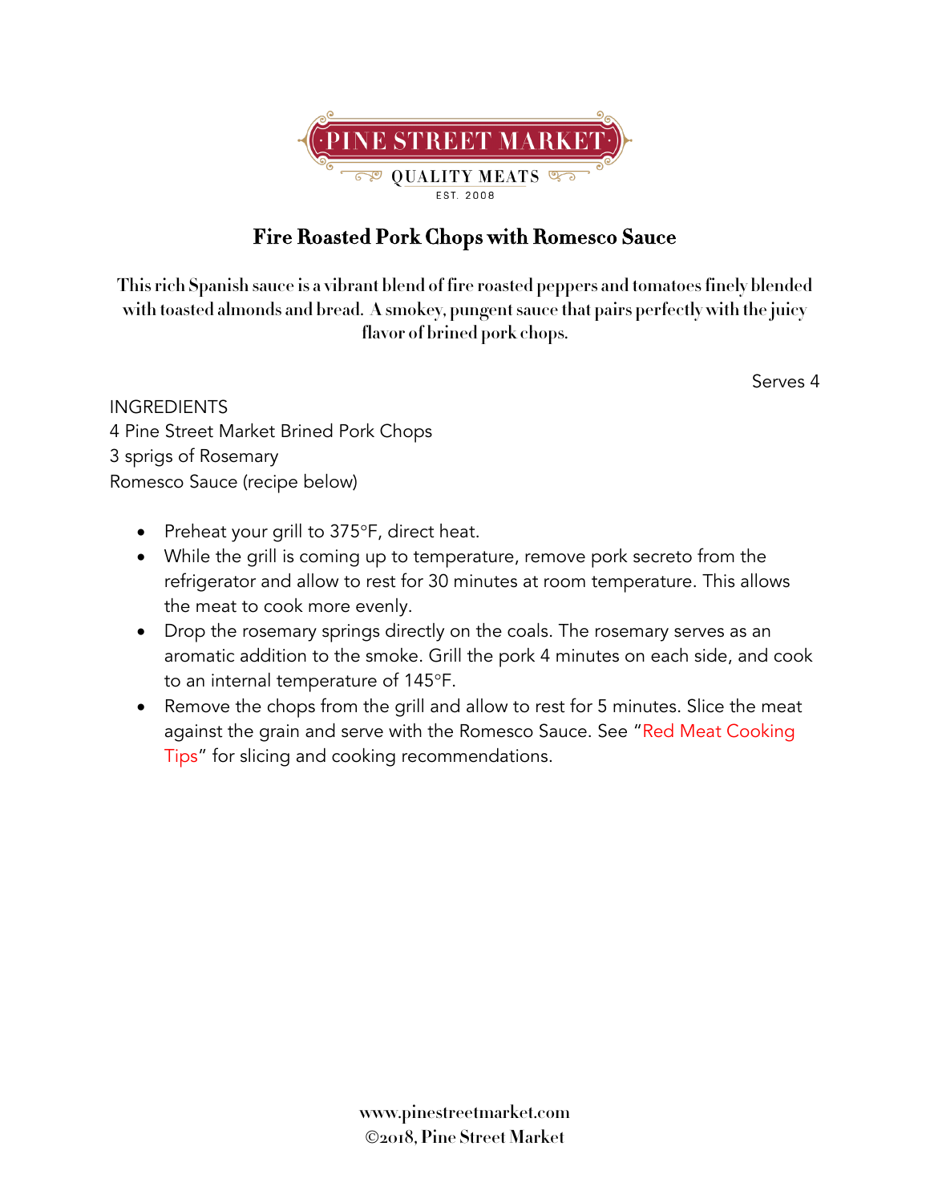PINE STREET MARKET

QUALITY MEATS

EST. 2008

# Fire Roasted Pork Chops with Romesco Sauce

**This rich Spanish sauce is a vibrant blend of fire roasted peppers and tomatoes finely blended with toasted almonds and bread. A smokey, pungent sauce that pairs perfectly with the juicy flavor of brined pork chops.**

Serves 4

INGREDIENTS
4 Pine Street Market Brined Pork Chops
3 sprigs of Rosemary
Romesco Sauce (recipe below)

- Preheat your grill to 375°F, direct heat.
- While the grill is coming up to temperature, remove pork secreto from the refrigerator and allow to rest for 30 minutes at room temperature. This allows the meat to cook more evenly.
- Drop the rosemary springs directly on the coals. The rosemary serves as an aromatic addition to the smoke. Grill the pork 4 minutes on each side, and cook to an internal temperature of 145°F.
- Remove the chops from the grill and allow to rest for 5 minutes. Slice the meat against the grain and serve with the Romesco Sauce. See "Red Meat Cooking Tips" for slicing and cooking recommendations.

www.pinestreetmarket.com
©2018, Pine Street Market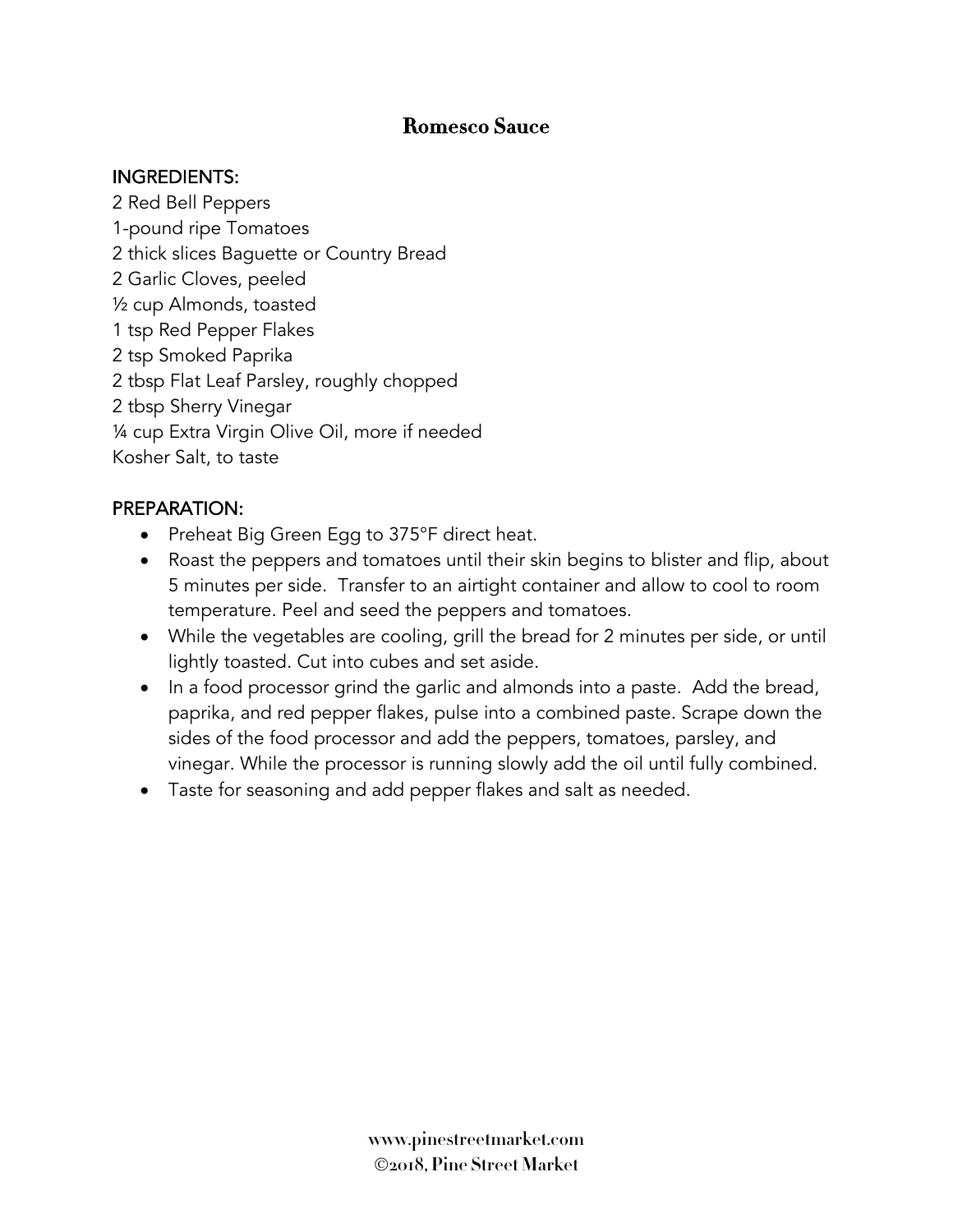# Romesco Sauce

## INGREDIENTS:

2 Red Bell Peppers
1-pound ripe Tomatoes
2 thick slices Baguette or Country Bread
2 Garlic Cloves, peeled
½ cup Almonds, toasted
1 tsp Red Pepper Flakes
2 tsp Smoked Paprika
2 tbsp Flat Leaf Parsley, roughly chopped
2 tbsp Sherry Vinegar
¼ cup Extra Virgin Olive Oil, more if needed
Kosher Salt, to taste

## PREPARATION:

- Preheat Big Green Egg to 375°F direct heat.
- Roast the peppers and tomatoes until their skin begins to blister and flip, about 5 minutes per side. Transfer to an airtight container and allow to cool to room temperature. Peel and seed the peppers and tomatoes.
- While the vegetables are cooling, grill the bread for 2 minutes per side, or until lightly toasted. Cut into cubes and set aside.
- In a food processor grind the garlic and almonds into a paste. Add the bread, paprika, and red pepper flakes, pulse into a combined paste. Scrape down the sides of the food processor and add the peppers, tomatoes, parsley, and vinegar. While the processor is running slowly add the oil until fully combined.
- Taste for seasoning and add pepper flakes and salt as needed.

www.pinestreetmarket.com
©2018, Pine Street Market